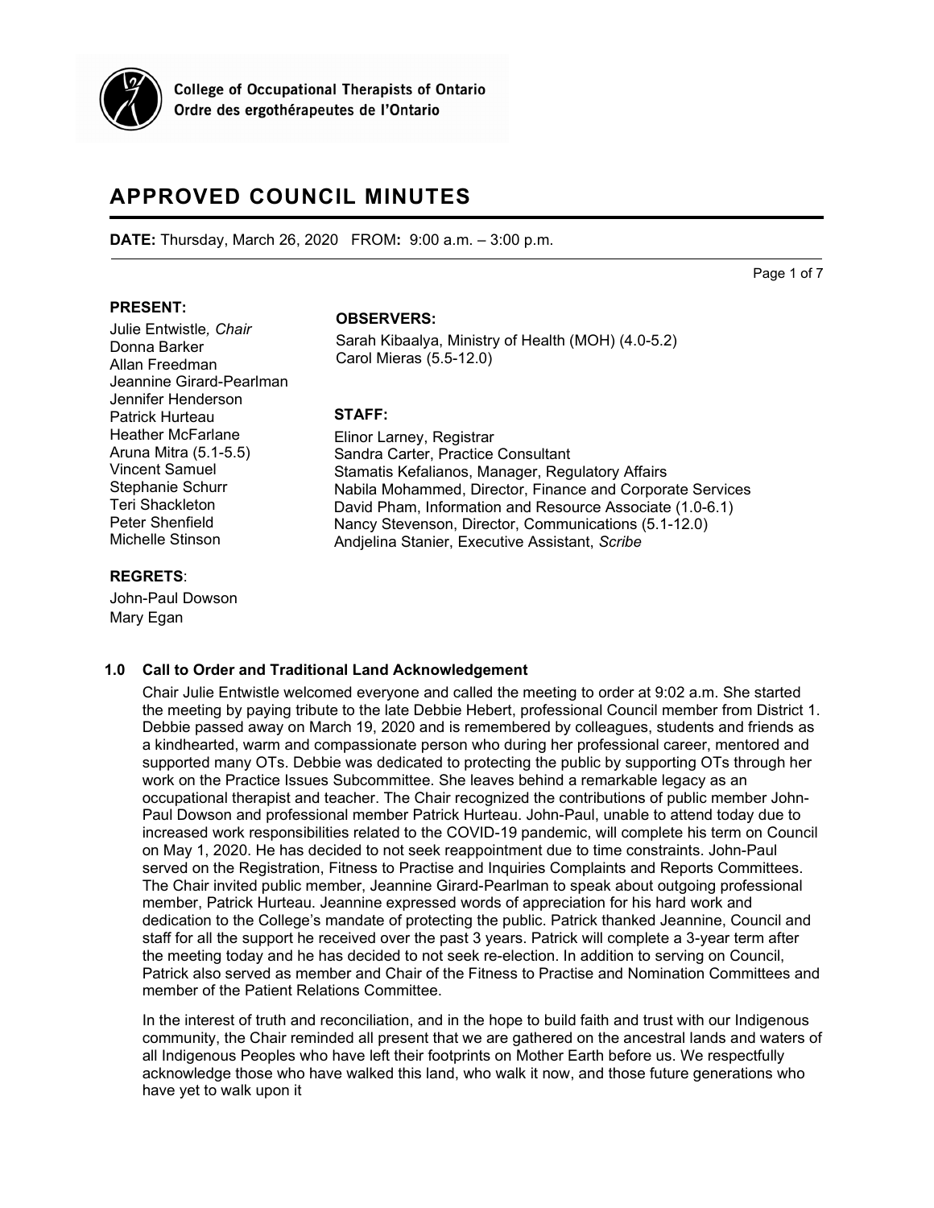College of Occupational Therapists of Ontario
Ordre des ergothérapeutes de l'Ontario

# APPROVED COUNCIL MINUTES

**DATE:** Thursday, March 26, 2020 FROM**:** 9:00 a.m. – 3:00 p.m.

**PRESENT:**

Julie Entwistle*, Chair*
Donna Barker
Allan Freedman
Jeannine Girard-Pearlman
Jennifer Henderson
Patrick Hurteau
Heather McFarlane
Aruna Mitra (5.1-5.5)
Vincent Samuel
Stephanie Schurr
Teri Shackleton
Peter Shenfield
Michelle Stinson

**OBSERVERS:**

Sarah Kibaalya, Ministry of Health (MOH) (4.0-5.2)
Carol Mieras (5.5-12.0)

**STAFF:**

Elinor Larney, Registrar
Sandra Carter, Practice Consultant
Stamatis Kefalianos, Manager, Regulatory Affairs
Nabila Mohammed, Director, Finance and Corporate Services
David Pham, Information and Resource Associate (1.0-6.1)
Nancy Stevenson, Director, Communications (5.1-12.0)
Andjelina Stanier, Executive Assistant, *Scribe*

**REGRETS**:

John-Paul Dowson
Mary Egan

## 1.0 Call to Order and Traditional Land Acknowledgement

Chair Julie Entwistle welcomed everyone and called the meeting to order at 9:02 a.m. She started the meeting by paying tribute to the late Debbie Hebert, professional Council member from District 1. Debbie passed away on March 19, 2020 and is remembered by colleagues, students and friends as a kindhearted, warm and compassionate person who during her professional career, mentored and supported many OTs. Debbie was dedicated to protecting the public by supporting OTs through her work on the Practice Issues Subcommittee. She leaves behind a remarkable legacy as an occupational therapist and teacher. The Chair recognized the contributions of public member John-Paul Dowson and professional member Patrick Hurteau. John-Paul, unable to attend today due to increased work responsibilities related to the COVID-19 pandemic, will complete his term on Council on May 1, 2020. He has decided to not seek reappointment due to time constraints. John-Paul served on the Registration, Fitness to Practise and Inquiries Complaints and Reports Committees. The Chair invited public member, Jeannine Girard-Pearlman to speak about outgoing professional member, Patrick Hurteau. Jeannine expressed words of appreciation for his hard work and dedication to the College's mandate of protecting the public. Patrick thanked Jeannine, Council and staff for all the support he received over the past 3 years. Patrick will complete a 3-year term after the meeting today and he has decided to not seek re-election. In addition to serving on Council, Patrick also served as member and Chair of the Fitness to Practise and Nomination Committees and member of the Patient Relations Committee.

In the interest of truth and reconciliation, and in the hope to build faith and trust with our Indigenous community, the Chair reminded all present that we are gathered on the ancestral lands and waters of all Indigenous Peoples who have left their footprints on Mother Earth before us. We respectfully acknowledge those who have walked this land, who walk it now, and those future generations who have yet to walk upon it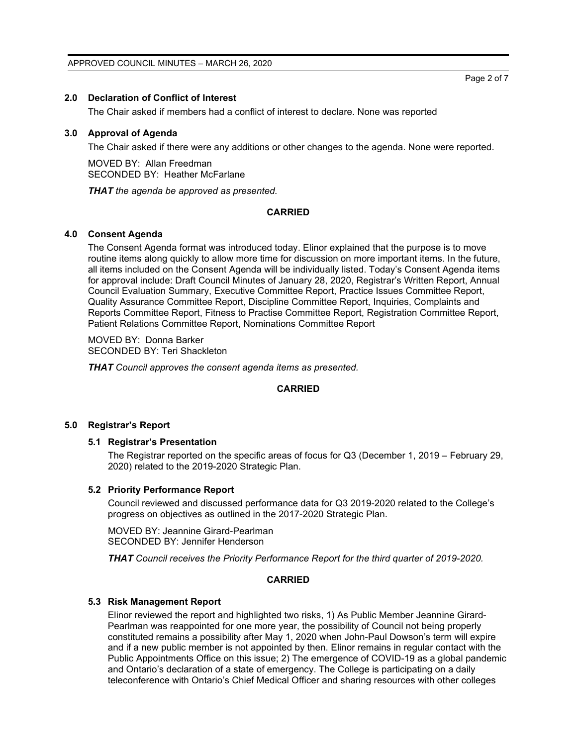## 2.0 Declaration of Conflict of Interest

The Chair asked if members had a conflict of interest to declare. None was reported

## 3.0 Approval of Agenda

The Chair asked if there were any additions or other changes to the agenda. None were reported.

MOVED BY: Allan Freedman
SECONDED BY: Heather McFarlane

***THAT** the agenda be approved as presented.*

**CARRIED**

## 4.0 Consent Agenda

The Consent Agenda format was introduced today. Elinor explained that the purpose is to move routine items along quickly to allow more time for discussion on more important items. In the future, all items included on the Consent Agenda will be individually listed. Today's Consent Agenda items for approval include: Draft Council Minutes of January 28, 2020, Registrar's Written Report, Annual Council Evaluation Summary, Executive Committee Report, Practice Issues Committee Report, Quality Assurance Committee Report, Discipline Committee Report, Inquiries, Complaints and Reports Committee Report, Fitness to Practise Committee Report, Registration Committee Report, Patient Relations Committee Report, Nominations Committee Report

MOVED BY: Donna Barker
SECONDED BY: Teri Shackleton

***THAT** Council approves the consent agenda items as presented.*

**CARRIED**

## 5.0 Registrar's Report

### 5.1 Registrar's Presentation

The Registrar reported on the specific areas of focus for Q3 (December 1, 2019 – February 29, 2020) related to the 2019-2020 Strategic Plan.

### 5.2 Priority Performance Report

Council reviewed and discussed performance data for Q3 2019-2020 related to the College's progress on objectives as outlined in the 2017-2020 Strategic Plan.

MOVED BY: Jeannine Girard-Pearlman
SECONDED BY: Jennifer Henderson

***THAT** Council receives the Priority Performance Report for the third quarter of 2019-2020.*

**CARRIED**

### 5.3 Risk Management Report

Elinor reviewed the report and highlighted two risks, 1) As Public Member Jeannine Girard-Pearlman was reappointed for one more year, the possibility of Council not being properly constituted remains a possibility after May 1, 2020 when John-Paul Dowson's term will expire and if a new public member is not appointed by then. Elinor remains in regular contact with the Public Appointments Office on this issue; 2) The emergence of COVID-19 as a global pandemic and Ontario's declaration of a state of emergency. The College is participating on a daily teleconference with Ontario's Chief Medical Officer and sharing resources with other colleges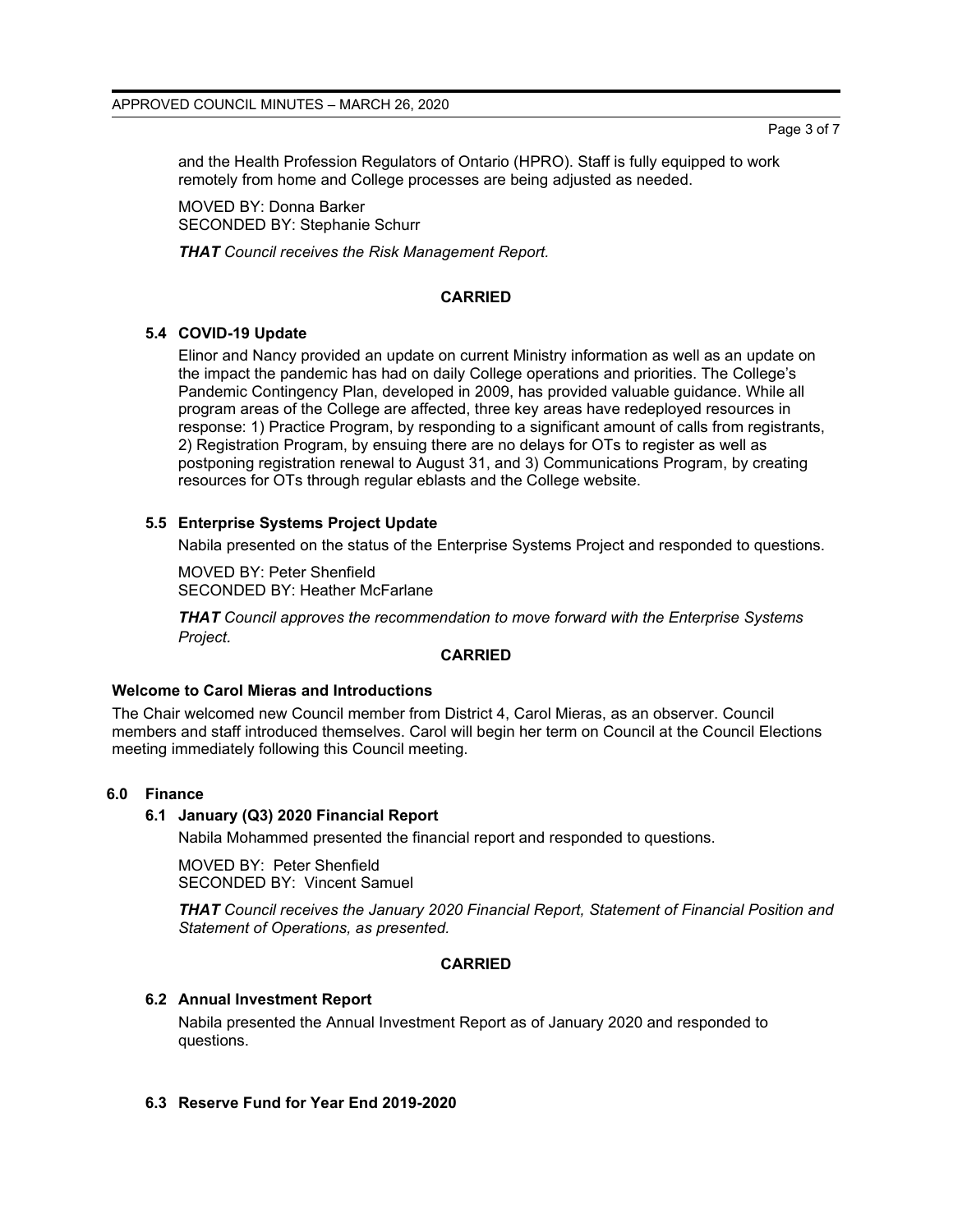and the Health Profession Regulators of Ontario (HPRO). Staff is fully equipped to work remotely from home and College processes are being adjusted as needed.

MOVED BY: Donna Barker
SECONDED BY: Stephanie Schurr

***THAT** Council receives the Risk Management Report.*

**CARRIED**

### 5.4 COVID-19 Update

Elinor and Nancy provided an update on current Ministry information as well as an update on the impact the pandemic has had on daily College operations and priorities. The College's Pandemic Contingency Plan, developed in 2009, has provided valuable guidance. While all program areas of the College are affected, three key areas have redeployed resources in response: 1) Practice Program, by responding to a significant amount of calls from registrants, 2) Registration Program, by ensuing there are no delays for OTs to register as well as postponing registration renewal to August 31, and 3) Communications Program, by creating resources for OTs through regular eblasts and the College website.

### 5.5 Enterprise Systems Project Update

Nabila presented on the status of the Enterprise Systems Project and responded to questions.

MOVED BY: Peter Shenfield
SECONDED BY: Heather McFarlane

***THAT** Council approves the recommendation to move forward with the Enterprise Systems Project.*

**CARRIED**

### Welcome to Carol Mieras and Introductions

The Chair welcomed new Council member from District 4, Carol Mieras, as an observer. Council members and staff introduced themselves. Carol will begin her term on Council at the Council Elections meeting immediately following this Council meeting.

## 6.0 Finance

### 6.1 January (Q3) 2020 Financial Report

Nabila Mohammed presented the financial report and responded to questions.

MOVED BY: Peter Shenfield
SECONDED BY: Vincent Samuel

***THAT** Council receives the January 2020 Financial Report, Statement of Financial Position and Statement of Operations, as presented.*

**CARRIED**

### 6.2 Annual Investment Report

Nabila presented the Annual Investment Report as of January 2020 and responded to questions.

### 6.3 Reserve Fund for Year End 2019-2020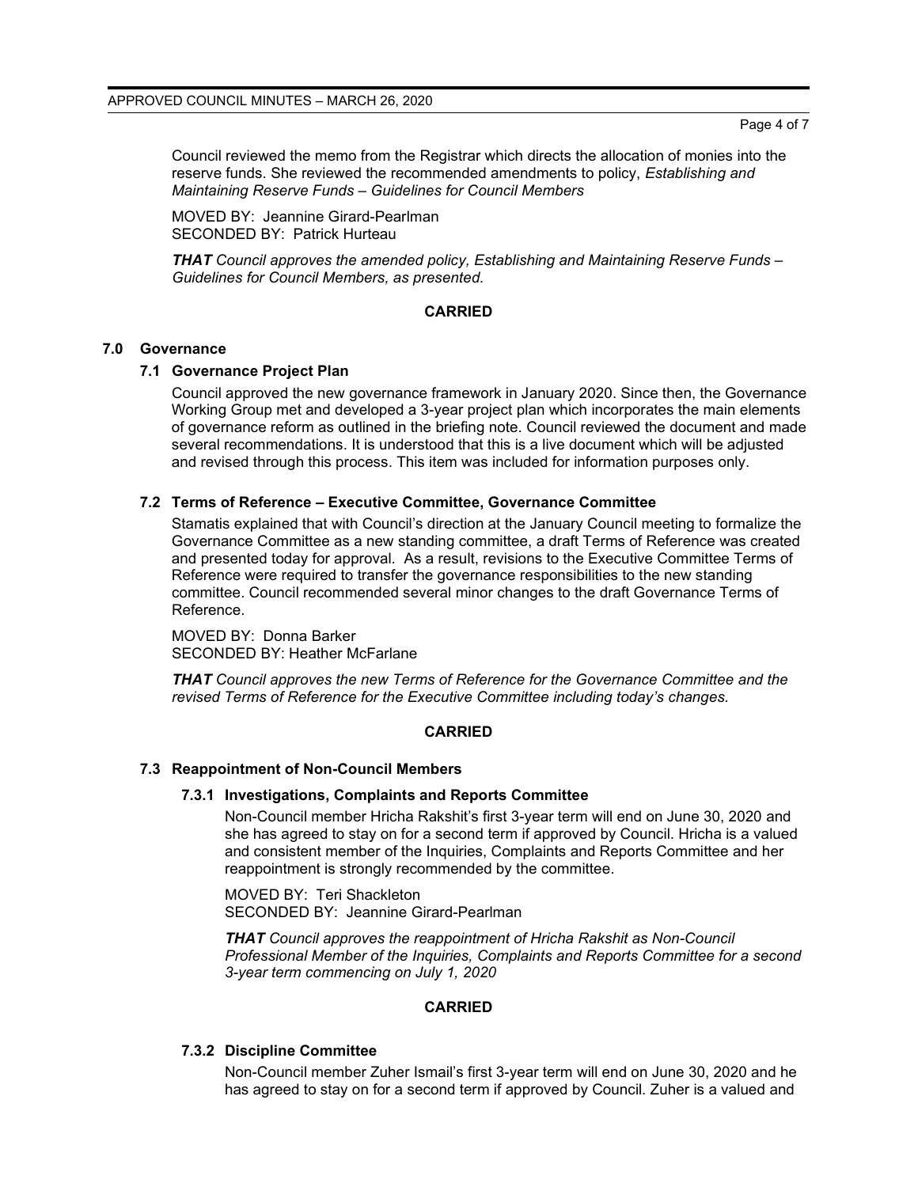Council reviewed the memo from the Registrar which directs the allocation of monies into the reserve funds. She reviewed the recommended amendments to policy, *Establishing and Maintaining Reserve Funds – Guidelines for Council Members*

MOVED BY: Jeannine Girard-Pearlman
SECONDED BY: Patrick Hurteau

***THAT** Council approves the amended policy, Establishing and Maintaining Reserve Funds – Guidelines for Council Members, as presented.*

**CARRIED**

## 7.0 Governance

### 7.1 Governance Project Plan

Council approved the new governance framework in January 2020. Since then, the Governance Working Group met and developed a 3-year project plan which incorporates the main elements of governance reform as outlined in the briefing note. Council reviewed the document and made several recommendations. It is understood that this is a live document which will be adjusted and revised through this process. This item was included for information purposes only.

### 7.2 Terms of Reference – Executive Committee, Governance Committee

Stamatis explained that with Council's direction at the January Council meeting to formalize the Governance Committee as a new standing committee, a draft Terms of Reference was created and presented today for approval. As a result, revisions to the Executive Committee Terms of Reference were required to transfer the governance responsibilities to the new standing committee. Council recommended several minor changes to the draft Governance Terms of Reference.

MOVED BY: Donna Barker
SECONDED BY: Heather McFarlane

***THAT** Council approves the new Terms of Reference for the Governance Committee and the revised Terms of Reference for the Executive Committee including today's changes.*

**CARRIED**

### 7.3 Reappointment of Non-Council Members

#### 7.3.1 Investigations, Complaints and Reports Committee

Non-Council member Hricha Rakshit's first 3-year term will end on June 30, 2020 and she has agreed to stay on for a second term if approved by Council. Hricha is a valued and consistent member of the Inquiries, Complaints and Reports Committee and her reappointment is strongly recommended by the committee.

MOVED BY: Teri Shackleton
SECONDED BY: Jeannine Girard-Pearlman

***THAT** Council approves the reappointment of Hricha Rakshit as Non-Council Professional Member of the Inquiries, Complaints and Reports Committee for a second 3-year term commencing on July 1, 2020*

**CARRIED**

#### 7.3.2 Discipline Committee

Non-Council member Zuher Ismail's first 3-year term will end on June 30, 2020 and he has agreed to stay on for a second term if approved by Council. Zuher is a valued and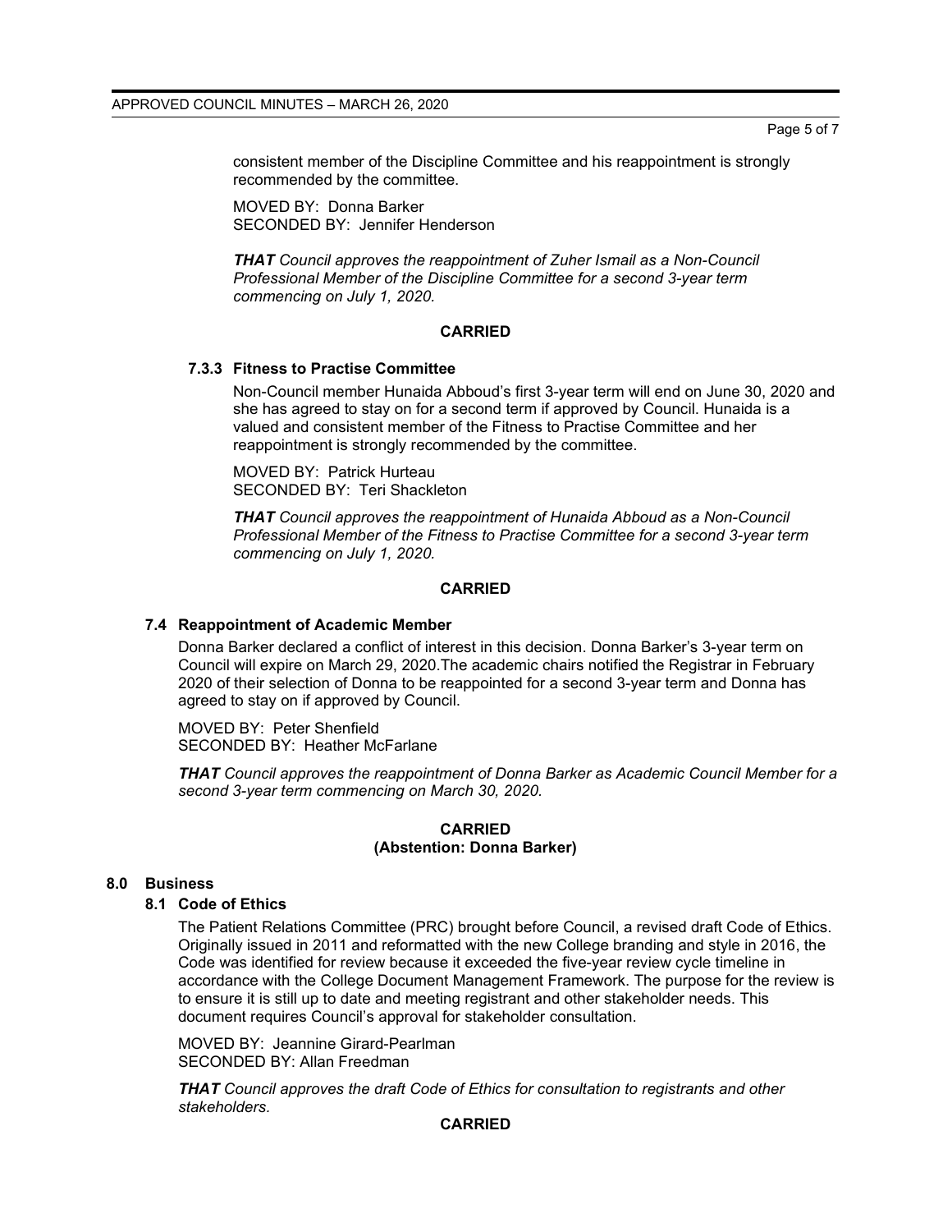consistent member of the Discipline Committee and his reappointment is strongly recommended by the committee.

MOVED BY: Donna Barker
SECONDED BY: Jennifer Henderson

***THAT** Council approves the reappointment of Zuher Ismail as a Non-Council Professional Member of the Discipline Committee for a second 3-year term commencing on July 1, 2020.*

**CARRIED**

#### 7.3.3 Fitness to Practise Committee

Non-Council member Hunaida Abboud's first 3-year term will end on June 30, 2020 and she has agreed to stay on for a second term if approved by Council. Hunaida is a valued and consistent member of the Fitness to Practise Committee and her reappointment is strongly recommended by the committee.

MOVED BY: Patrick Hurteau
SECONDED BY: Teri Shackleton

***THAT** Council approves the reappointment of Hunaida Abboud as a Non-Council Professional Member of the Fitness to Practise Committee for a second 3-year term commencing on July 1, 2020.*

**CARRIED**

### 7.4 Reappointment of Academic Member

Donna Barker declared a conflict of interest in this decision. Donna Barker's 3-year term on Council will expire on March 29, 2020.The academic chairs notified the Registrar in February 2020 of their selection of Donna to be reappointed for a second 3-year term and Donna has agreed to stay on if approved by Council.

MOVED BY: Peter Shenfield
SECONDED BY: Heather McFarlane

***THAT** Council approves the reappointment of Donna Barker as Academic Council Member for a second 3-year term commencing on March 30, 2020.*

**CARRIED**
**(Abstention: Donna Barker)**

## 8.0 Business

### 8.1 Code of Ethics

The Patient Relations Committee (PRC) brought before Council, a revised draft Code of Ethics. Originally issued in 2011 and reformatted with the new College branding and style in 2016, the Code was identified for review because it exceeded the five-year review cycle timeline in accordance with the College Document Management Framework. The purpose for the review is to ensure it is still up to date and meeting registrant and other stakeholder needs. This document requires Council's approval for stakeholder consultation.

MOVED BY: Jeannine Girard-Pearlman
SECONDED BY: Allan Freedman

***THAT** Council approves the draft Code of Ethics for consultation to registrants and other stakeholders.*

**CARRIED**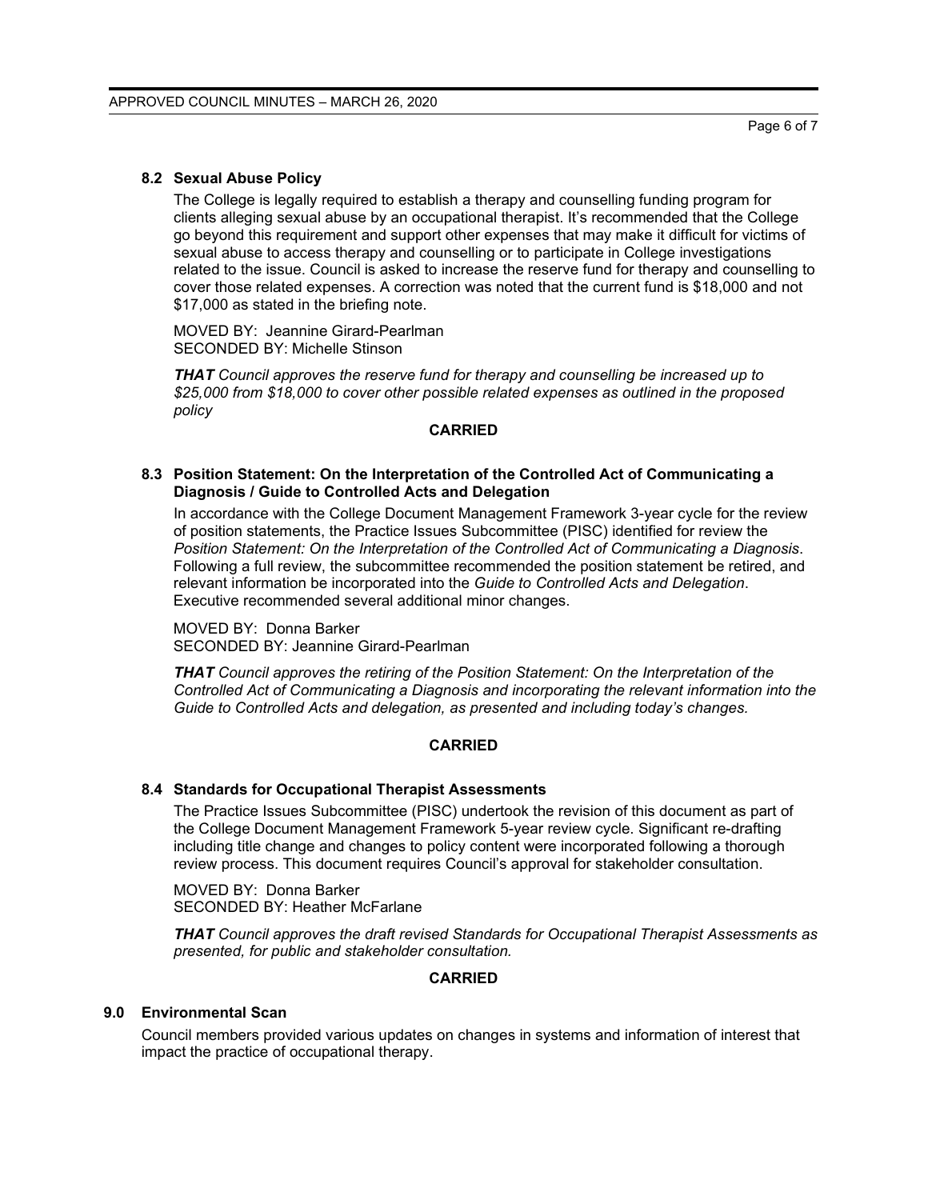### 8.2 Sexual Abuse Policy

The College is legally required to establish a therapy and counselling funding program for clients alleging sexual abuse by an occupational therapist. It's recommended that the College go beyond this requirement and support other expenses that may make it difficult for victims of sexual abuse to access therapy and counselling or to participate in College investigations related to the issue. Council is asked to increase the reserve fund for therapy and counselling to cover those related expenses. A correction was noted that the current fund is $18,000 and not $17,000 as stated in the briefing note.

MOVED BY: Jeannine Girard-Pearlman
SECONDED BY: Michelle Stinson

***THAT** Council approves the reserve fund for therapy and counselling be increased up to $25,000 from $18,000 to cover other possible related expenses as outlined in the proposed policy*

**CARRIED**

### 8.3 Position Statement: On the Interpretation of the Controlled Act of Communicating a Diagnosis / Guide to Controlled Acts and Delegation

In accordance with the College Document Management Framework 3-year cycle for the review of position statements, the Practice Issues Subcommittee (PISC) identified for review the *Position Statement: On the Interpretation of the Controlled Act of Communicating a Diagnosis*. Following a full review, the subcommittee recommended the position statement be retired, and relevant information be incorporated into the *Guide to Controlled Acts and Delegation*. Executive recommended several additional minor changes.

MOVED BY: Donna Barker
SECONDED BY: Jeannine Girard-Pearlman

***THAT** Council approves the retiring of the Position Statement: On the Interpretation of the Controlled Act of Communicating a Diagnosis and incorporating the relevant information into the Guide to Controlled Acts and delegation, as presented and including today's changes.*

**CARRIED**

### 8.4 Standards for Occupational Therapist Assessments

The Practice Issues Subcommittee (PISC) undertook the revision of this document as part of the College Document Management Framework 5-year review cycle. Significant re-drafting including title change and changes to policy content were incorporated following a thorough review process. This document requires Council's approval for stakeholder consultation.

MOVED BY: Donna Barker
SECONDED BY: Heather McFarlane

***THAT** Council approves the draft revised Standards for Occupational Therapist Assessments as presented, for public and stakeholder consultation.*

**CARRIED**

## 9.0 Environmental Scan

Council members provided various updates on changes in systems and information of interest that impact the practice of occupational therapy.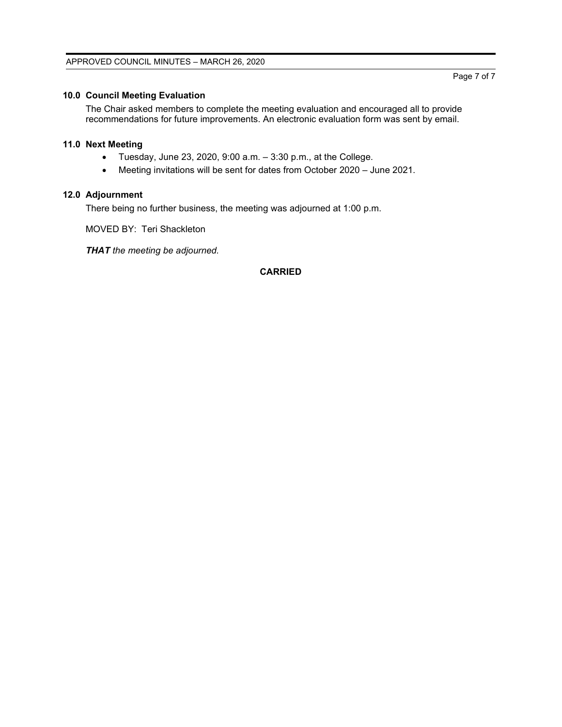### 10.0 Council Meeting Evaluation

The Chair asked members to complete the meeting evaluation and encouraged all to provide recommendations for future improvements. An electronic evaluation form was sent by email.

### 11.0 Next Meeting

- Tuesday, June 23, 2020, 9:00 a.m. – 3:30 p.m., at the College.
- Meeting invitations will be sent for dates from October 2020 – June 2021.

### 12.0 Adjournment

There being no further business, the meeting was adjourned at 1:00 p.m.

MOVED BY: Teri Shackleton

***THAT*** *the meeting be adjourned.*

**CARRIED**